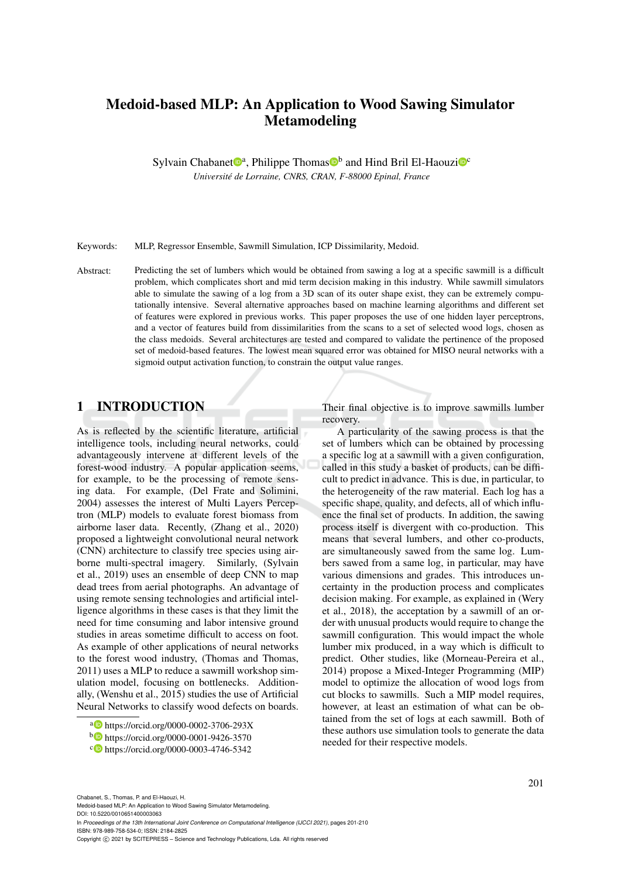# Medoid-based MLP: An Application to Wood Sawing Simulator Metamodeling

Sylvain Chabanet[a], Philippe Thomas[b] and Hind Bril El-Haouzi[c]

*Université de Lorraine, CNRS, CRAN, F-88000 Epinal, France*

Keywords: MLP, Regressor Ensemble, Sawmill Simulation, ICP Dissimilarity, Medoid.

Abstract: Predicting the set of lumbers which would be obtained from sawing a log at a specific sawmill is a difficult problem, which complicates short and mid term decision making in this industry. While sawmill simulators able to simulate the sawing of a log from a 3D scan of its outer shape exist, they can be extremely computationally intensive. Several alternative approaches based on machine learning algorithms and different set of features were explored in previous works. This paper proposes the use of one hidden layer perceptrons, and a vector of features build from dissimilarities from the scans to a set of selected wood logs, chosen as the class medoids. Several architectures are tested and compared to validate the pertinence of the proposed set of medoid-based features. The lowest mean squared error was obtained for MISO neural networks with a sigmoid output activation function, to constrain the output value ranges.

## 1 INTRODUCTION

As is reflected by the scientific literature, artificial intelligence tools, including neural networks, could advantageously intervene at different levels of the forest-wood industry. A popular application seems, for example, to be the processing of remote sensing data. For example, (Del Frate and Solimini, 2004) assesses the interest of Multi Layers Perceptron (MLP) models to evaluate forest biomass from airborne laser data. Recently, (Zhang et al., 2020) proposed a lightweight convolutional neural network (CNN) architecture to classify tree species using airborne multi-spectral imagery. Similarly, (Sylvain et al., 2019) uses an ensemble of deep CNN to map dead trees from aerial photographs. An advantage of using remote sensing technologies and artificial intelligence algorithms in these cases is that they limit the need for time consuming and labor intensive ground studies in areas sometime difficult to access on foot. As example of other applications of neural networks to the forest wood industry, (Thomas and Thomas, 2011) uses a MLP to reduce a sawmill workshop simulation model, focusing on bottlenecks. Additionally, (Wenshu et al., 2015) studies the use of Artificial Neural Networks to classify wood defects on boards. Their final objective is to improve sawmills lumber recovery.

A particularity of the sawing process is that the set of lumbers which can be obtained by processing a specific log at a sawmill with a given configuration, called in this study a basket of products, can be difficult to predict in advance. This is due, in particular, to the heterogeneity of the raw material. Each log has a specific shape, quality, and defects, all of which influence the final set of products. In addition, the sawing process itself is divergent with co-production. This means that several lumbers, and other co-products, are simultaneously sawed from the same log. Lumbers sawed from a same log, in particular, may have various dimensions and grades. This introduces uncertainty in the production process and complicates decision making. For example, as explained in (Wery et al., 2018), the acceptation by a sawmill of an order with unusual products would require to change the sawmill configuration. This would impact the whole lumber mix produced, in a way which is difficult to predict. Other studies, like (Morneau-Pereira et al., 2014) propose a Mixed-Integer Programming (MIP) model to optimize the allocation of wood logs from cut blocks to sawmills. Such a MIP model requires, however, at least an estimation of what can be obtained from the set of logs at each sawmill. Both of these authors use simulation tools to generate the data needed for their respective models.

[a] https://orcid.org/0000-0002-3706-293X
[b] https://orcid.org/0000-0001-9426-3570
[c] https://orcid.org/0000-0003-4746-5342

Chabanet, S., Thomas, P. and El-Haouzi, H.
Medoid-based MLP: An Application to Wood Sawing Simulator Metamodeling.
DOI: 10.5220/0010651400003063
In *Proceedings of the 13th International Joint Conference on Computational Intelligence (IJCCI 2021)*, pages 201-210
ISBN: 978-989-758-534-0; ISSN: 2184-2825
Copyright © 2021 by SCITEPRESS – Science and Technology Publications, Lda. All rights reserved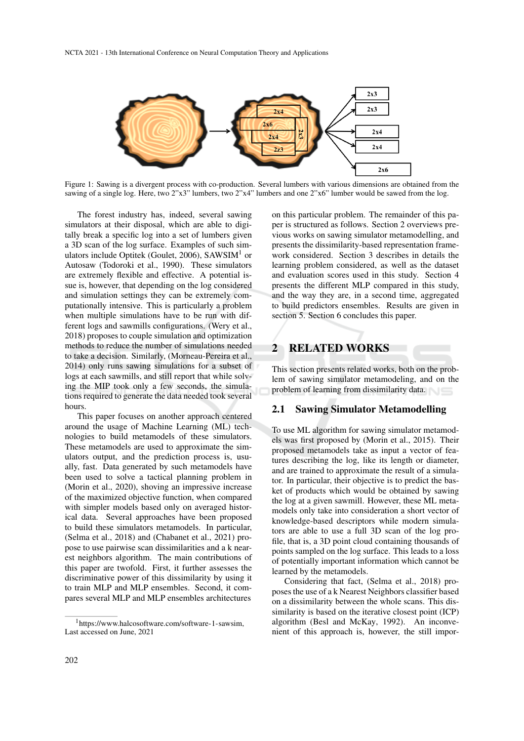Figure 1: Sawing is a divergent process with co-production. Several lumbers with various dimensions are obtained from the sawing of a single log. Here, two 2"x3" lumbers, two 2"x4" lumbers and one 2"x6" lumber would be sawed from the log.

The forest industry has, indeed, several sawing simulators at their disposal, which are able to digitally break a specific log into a set of lumbers given a 3D scan of the log surface. Examples of such simulators include Optitek (Goulet, 2006), SAWSIM[1] or Autosaw (Todoroki et al., 1990). These simulators are extremely flexible and effective. A potential issue is, however, that depending on the log considered and simulation settings they can be extremely computationally intensive. This is particularly a problem when multiple simulations have to be run with different logs and sawmills configurations. (Wery et al., 2018) proposes to couple simulation and optimization methods to reduce the number of simulations needed to take a decision. Similarly, (Morneau-Pereira et al., 2014) only runs sawing simulations for a subset of logs at each sawmills, and still report that while solving the MIP took only a few seconds, the simulations required to generate the data needed took several hours.

This paper focuses on another approach centered around the usage of Machine Learning (ML) technologies to build metamodels of these simulators. These metamodels are used to approximate the simulators output, and the prediction process is, usually, fast. Data generated by such metamodels have been used to solve a tactical planning problem in (Morin et al., 2020), shoving an impressive increase of the maximized objective function, when compared with simpler models based only on averaged historical data. Several approaches have been proposed to build these simulators metamodels. In particular, (Selma et al., 2018) and (Chabanet et al., 2021) propose to use pairwise scan dissimilarities and a k nearest neighbors algorithm. The main contributions of this paper are twofold. First, it further assesses the discriminative power of this dissimilarity by using it to train MLP and MLP ensembles. Second, it compares several MLP and MLP ensembles architectures on this particular problem. The remainder of this paper is structured as follows. Section 2 overviews previous works on sawing simulator metamodelling, and presents the dissimilarity-based representation framework considered. Section 3 describes in details the learning problem considered, as well as the dataset and evaluation scores used in this study. Section 4 presents the different MLP compared in this study, and the way they are, in a second time, aggregated to build predictors ensembles. Results are given in section 5. Section 6 concludes this paper.

[1]https://www.halcosoftware.com/software-1-sawsim, Last accessed on June, 2021

## 2 RELATED WORKS

This section presents related works, both on the problem of sawing simulator metamodeling, and on the problem of learning from dissimilarity data.

### 2.1 Sawing Simulator Metamodelling

To use ML algorithm for sawing simulator metamodels was first proposed by (Morin et al., 2015). Their proposed metamodels take as input a vector of features describing the log, like its length or diameter, and are trained to approximate the result of a simulator. In particular, their objective is to predict the basket of products which would be obtained by sawing the log at a given sawmill. However, these ML metamodels only take into consideration a short vector of knowledge-based descriptors while modern simulators are able to use a full 3D scan of the log profile, that is, a 3D point cloud containing thousands of points sampled on the log surface. This leads to a loss of potentially important information which cannot be learned by the metamodels.

Considering that fact, (Selma et al., 2018) proposes the use of a k Nearest Neighbors classifier based on a dissimilarity between the whole scans. This dissimilarity is based on the iterative closest point (ICP) algorithm (Besl and McKay, 1992). An inconvenient of this approach is, however, the still impor-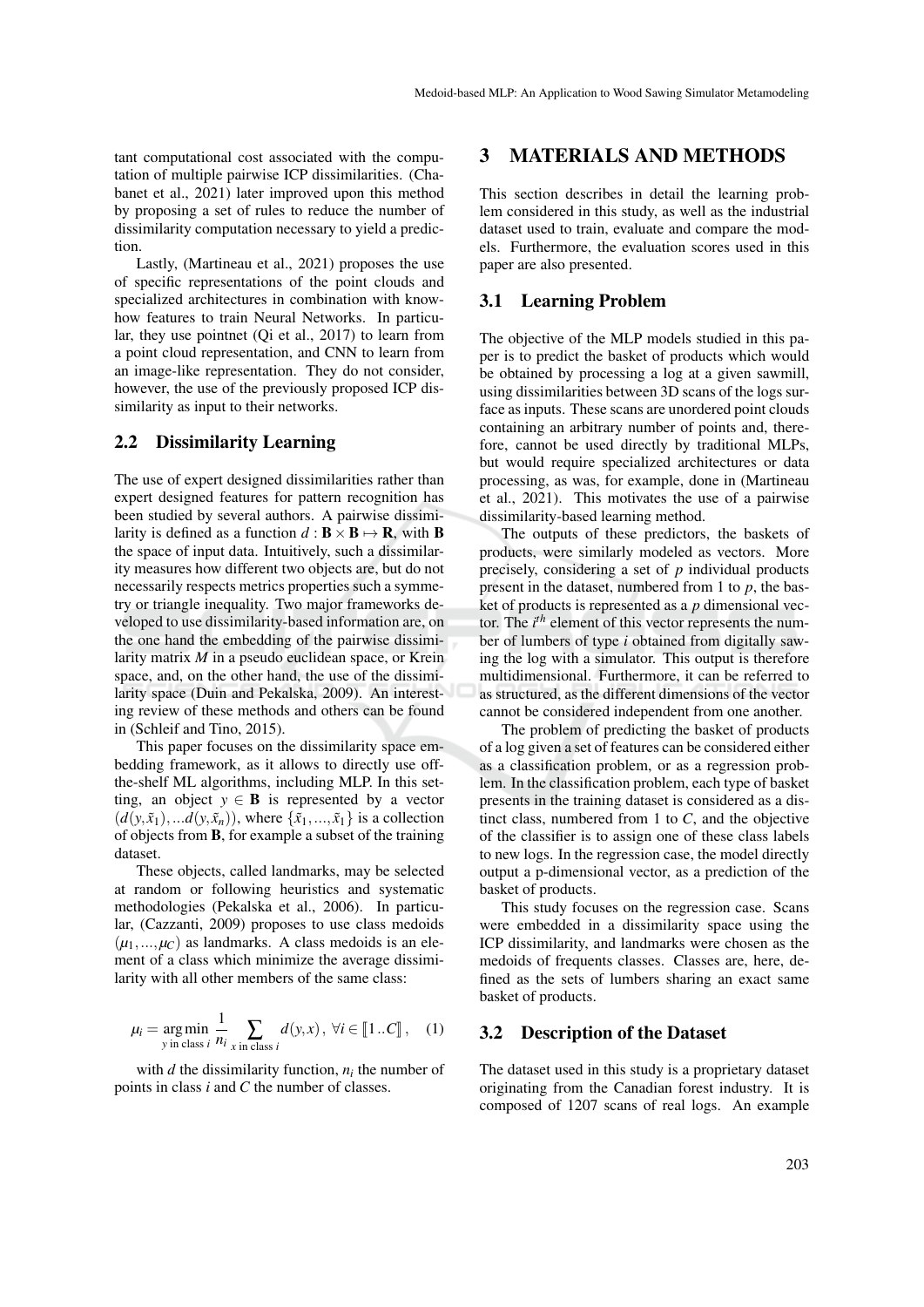tant computational cost associated with the computation of multiple pairwise ICP dissimilarities. (Chabanet et al., 2021) later improved upon this method by proposing a set of rules to reduce the number of dissimilarity computation necessary to yield a prediction.

Lastly, (Martineau et al., 2021) proposes the use of specific representations of the point clouds and specialized architectures in combination with know-how features to train Neural Networks. In particular, they use pointnet (Qi et al., 2017) to learn from a point cloud representation, and CNN to learn from an image-like representation. They do not consider, however, the use of the previously proposed ICP dissimilarity as input to their networks.

## 2.2 Dissimilarity Learning

The use of expert designed dissimilarities rather than expert designed features for pattern recognition has been studied by several authors. A pairwise dissimilarity is defined as a function $d : \mathbf{B} \times \mathbf{B} \mapsto \mathbf{R}$, with $\mathbf{B}$ the space of input data. Intuitively, such a dissimilarity measures how different two objects are, but do not necessarily respects metrics properties such a symmetry or triangle inequality. Two major frameworks developed to use dissimilarity-based information are, on the one hand the embedding of the pairwise dissimilarity matrix $M$ in a pseudo euclidean space, or Krein space, and, on the other hand, the use of the dissimilarity space (Duin and Pekalska, 2009). An interesting review of these methods and others can be found in (Schleif and Tino, 2015).

This paper focuses on the dissimilarity space embedding framework, as it allows to directly use off-the-shelf ML algorithms, including MLP. In this setting, an object $y \in \mathbf{B}$ is represented by a vector $(d(y,\tilde{x}_1),...d(y,\tilde{x}_n))$, where $\{\tilde{x}_1,...,\tilde{x}_1\}$ is a collection of objects from $\mathbf{B}$, for example a subset of the training dataset.

These objects, called landmarks, may be selected at random or following heuristics and systematic methodologies (Pekalska et al., 2006). In particular, (Cazzanti, 2009) proposes to use class medoids $(\mu_1,...,\mu_C)$ as landmarks. A class medoids is an element of a class which minimize the average dissimilarity with all other members of the same class:

$$\mu_i = \underset{y \text{ in class } i}{\arg\min} \frac{1}{n_i} \sum_{x \text{ in class } i} d(y,x)\,,\ \forall i \in [\![1..C]\!]\,, \quad (1)$$

with $d$ the dissimilarity function, $n_i$ the number of points in class $i$ and $C$ the number of classes.

# 3 MATERIALS AND METHODS

This section describes in detail the learning problem considered in this study, as well as the industrial dataset used to train, evaluate and compare the models. Furthermore, the evaluation scores used in this paper are also presented.

## 3.1 Learning Problem

The objective of the MLP models studied in this paper is to predict the basket of products which would be obtained by processing a log at a given sawmill, using dissimilarities between 3D scans of the logs surface as inputs. These scans are unordered point clouds containing an arbitrary number of points and, therefore, cannot be used directly by traditional MLPs, but would require specialized architectures or data processing, as was, for example, done in (Martineau et al., 2021). This motivates the use of a pairwise dissimilarity-based learning method.

The outputs of these predictors, the baskets of products, were similarly modeled as vectors. More precisely, considering a set of $p$ individual products present in the dataset, numbered from 1 to $p$, the basket of products is represented as a $p$ dimensional vector. The $i^{th}$ element of this vector represents the number of lumbers of type $i$ obtained from digitally sawing the log with a simulator. This output is therefore multidimensional. Furthermore, it can be referred to as structured, as the different dimensions of the vector cannot be considered independent from one another.

The problem of predicting the basket of products of a log given a set of features can be considered either as a classification problem, or as a regression problem. In the classification problem, each type of basket presents in the training dataset is considered as a distinct class, numbered from 1 to $C$, and the objective of the classifier is to assign one of these class labels to new logs. In the regression case, the model directly output a p-dimensional vector, as a prediction of the basket of products.

This study focuses on the regression case. Scans were embedded in a dissimilarity space using the ICP dissimilarity, and landmarks were chosen as the medoids of frequents classes. Classes are, here, defined as the sets of lumbers sharing an exact same basket of products.

## 3.2 Description of the Dataset

The dataset used in this study is a proprietary dataset originating from the Canadian forest industry. It is composed of 1207 scans of real logs. An example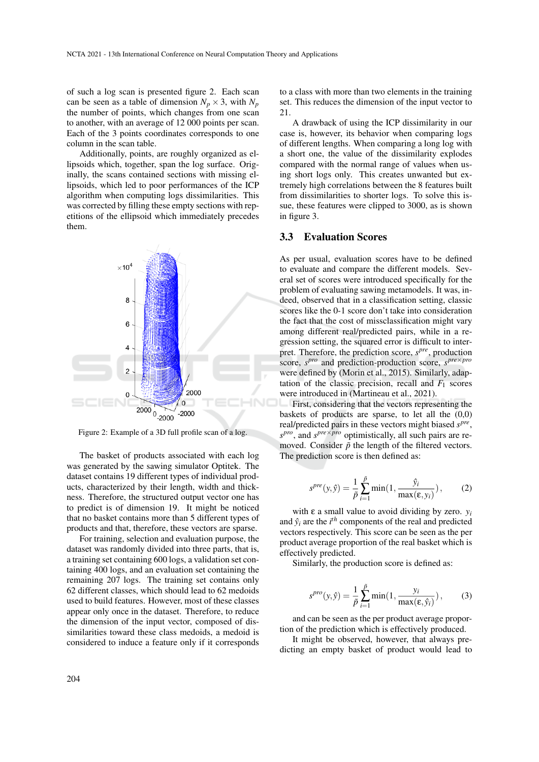of such a log scan is presented figure 2. Each scan can be seen as a table of dimension $N_p \times 3$, with $N_p$ the number of points, which changes from one scan to another, with an average of 12 000 points per scan. Each of the 3 points coordinates corresponds to one column in the scan table.

Additionally, points, are roughly organized as ellipsoids which, together, span the log surface. Originally, the scans contained sections with missing ellipsoids, which led to poor performances of the ICP algorithm when computing logs dissimilarities. This was corrected by filling these empty sections with repetitions of the ellipsoid which immediately precedes them.

Figure 2: Example of a 3D full profile scan of a log.

The basket of products associated with each log was generated by the sawing simulator Optitek. The dataset contains 19 different types of individual products, characterized by their length, width and thickness. Therefore, the structured output vector one has to predict is of dimension 19. It might be noticed that no basket contains more than 5 different types of products and that, therefore, these vectors are sparse.

For training, selection and evaluation purpose, the dataset was randomly divided into three parts, that is, a training set containing 600 logs, a validation set containing 400 logs, and an evaluation set containing the remaining 207 logs. The training set contains only 62 different classes, which should lead to 62 medoids used to build features. However, most of these classes appear only once in the dataset. Therefore, to reduce the dimension of the input vector, composed of dissimilarities toward these class medoids, a medoid is considered to induce a feature only if it corresponds to a class with more than two elements in the training set. This reduces the dimension of the input vector to 21.

A drawback of using the ICP dissimilarity in our case is, however, its behavior when comparing logs of different lengths. When comparing a long log with a short one, the value of the dissimilarity explodes compared with the normal range of values when using short logs only. This creates unwanted but extremely high correlations between the 8 features built from dissimilarities to shorter logs. To solve this issue, these features were clipped to 3000, as is shown in figure 3.

### 3.3 Evaluation Scores

As per usual, evaluation scores have to be defined to evaluate and compare the different models. Several set of scores were introduced specifically for the problem of evaluating sawing metamodels. It was, indeed, observed that in a classification setting, classic scores like the 0-1 score don't take into consideration the fact that the cost of missclassification might vary among different real/predicted pairs, while in a regression setting, the squared error is difficult to interpret. Therefore, the prediction score, $s^{pre}$, production score, $s^{pro}$ and prediction-production score, $s^{pre \times pro}$ were defined by (Morin et al., 2015). Similarly, adaptation of the classic precision, recall and $F_1$ scores were introduced in (Martineau et al., 2021).

First, considering that the vectors representing the baskets of products are sparse, to let all the (0,0) real/predicted pairs in these vectors might biased $s^{pre}$, $s^{pro}$, and $s^{pre \times pro}$ optimistically, all such pairs are removed. Consider $\tilde{p}$ the length of the filtered vectors. The prediction score is then defined as:

$$s^{pre}(y, \hat{y}) = \frac{1}{\tilde{p}} \sum_{i=1}^{\tilde{p}} \min(1, \frac{\hat{y}_i}{\max(\varepsilon, y_i)}), \quad (2)$$

with $\varepsilon$ a small value to avoid dividing by zero. $y_i$ and $\hat{y}_i$ are the $i^{th}$ components of the real and predicted vectors respectively. This score can be seen as the per product average proportion of the real basket which is effectively predicted.

Similarly, the production score is defined as:

$$s^{pro}(y, \hat{y}) = \frac{1}{\tilde{p}} \sum_{i=1}^{\tilde{p}} \min(1, \frac{y_i}{\max(\varepsilon, \hat{y}_i)}), \quad (3)$$

and can be seen as the per product average proportion of the prediction which is effectively produced.

It might be observed, however, that always predicting an empty basket of product would lead to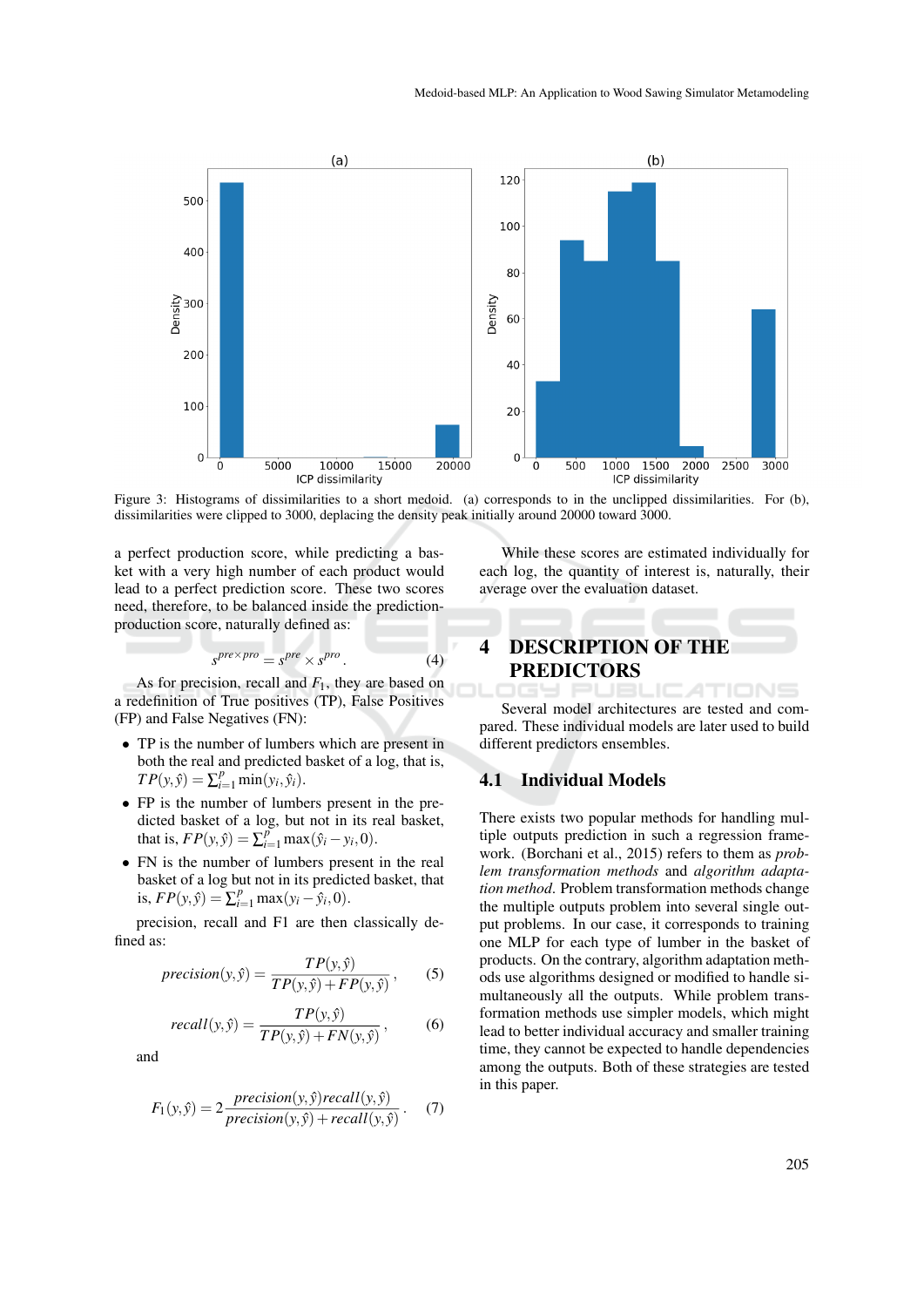Figure 3: Histograms of dissimilarities to a short medoid. (a) corresponds to in the unclipped dissimilarities. For (b), dissimilarities were clipped to 3000, deplacing the density peak initially around 20000 toward 3000.

a perfect production score, while predicting a basket with a very high number of each product would lead to a perfect prediction score. These two scores need, therefore, to be balanced inside the prediction-production score, naturally defined as:

$$s^{pre \times pro} = s^{pre} \times s^{pro}. \tag{4}$$

As for precision, recall and $F_1$, they are based on a redefinition of True positives (TP), False Positives (FP) and False Negatives (FN):

- TP is the number of lumbers which are present in both the real and predicted basket of a log, that is, $TP(y,\hat{y}) = \sum_{i=1}^{p} \min(y_i, \hat{y}_i)$.
- FP is the number of lumbers present in the predicted basket of a log, but not in its real basket, that is, $FP(y,\hat{y}) = \sum_{i=1}^{p} \max(\hat{y}_i - y_i, 0)$.
- FN is the number of lumbers present in the real basket of a log but not in its predicted basket, that is, $FP(y,\hat{y}) = \sum_{i=1}^{p} \max(y_i - \hat{y}_i, 0)$.

precision, recall and F1 are then classically defined as:

$$precision(y,\hat{y}) = \frac{TP(y,\hat{y})}{TP(y,\hat{y}) + FP(y,\hat{y})}, \tag{5}$$

$$recall(y,\hat{y}) = \frac{TP(y,\hat{y})}{TP(y,\hat{y}) + FN(y,\hat{y})}, \tag{6}$$

and

$$F_1(y,\hat{y}) = 2\frac{precision(y,\hat{y})recall(y,\hat{y})}{precision(y,\hat{y}) + recall(y,\hat{y})}. \tag{7}$$

While these scores are estimated individually for each log, the quantity of interest is, naturally, their average over the evaluation dataset.

# 4 DESCRIPTION OF THE PREDICTORS

Several model architectures are tested and compared. These individual models are later used to build different predictors ensembles.

## 4.1 Individual Models

There exists two popular methods for handling multiple outputs prediction in such a regression framework. (Borchani et al., 2015) refers to them as *problem transformation methods* and *algorithm adaptation method*. Problem transformation methods change the multiple outputs problem into several single output problems. In our case, it corresponds to training one MLP for each type of lumber in the basket of products. On the contrary, algorithm adaptation methods use algorithms designed or modified to handle simultaneously all the outputs. While problem transformation methods use simpler models, which might lead to better individual accuracy and smaller training time, they cannot be expected to handle dependencies among the outputs. Both of these strategies are tested in this paper.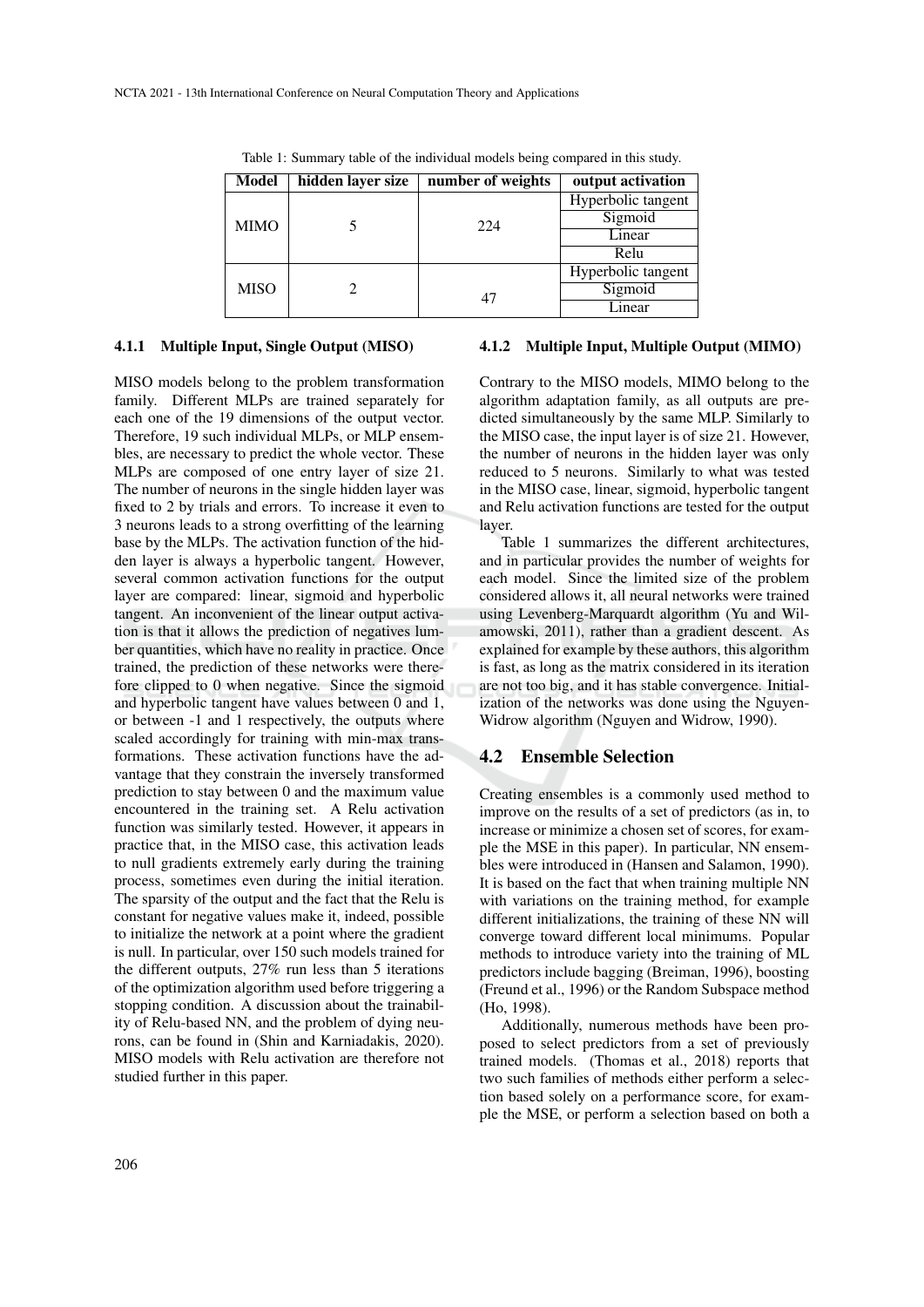Table 1: Summary table of the individual models being compared in this study.

| Model | hidden layer size | number of weights | output activation |
|---|---|---|---|
| MIMO | 5 | 224 | Hyperbolic tangent |
| | | | Sigmoid |
| | | | Linear |
| | | | Relu |
| MISO | 2 | 47 | Hyperbolic tangent |
| | | | Sigmoid |
| | | | Linear |

#### 4.1.1 Multiple Input, Single Output (MISO)

MISO models belong to the problem transformation family. Different MLPs are trained separately for each one of the 19 dimensions of the output vector. Therefore, 19 such individual MLPs, or MLP ensembles, are necessary to predict the whole vector. These MLPs are composed of one entry layer of size 21. The number of neurons in the single hidden layer was fixed to 2 by trials and errors. To increase it even to 3 neurons leads to a strong overfitting of the learning base by the MLPs. The activation function of the hidden layer is always a hyperbolic tangent. However, several common activation functions for the output layer are compared: linear, sigmoid and hyperbolic tangent. An inconvenient of the linear output activation is that it allows the prediction of negatives lumber quantities, which have no reality in practice. Once trained, the prediction of these networks were therefore clipped to 0 when negative. Since the sigmoid and hyperbolic tangent have values between 0 and 1, or between -1 and 1 respectively, the outputs where scaled accordingly for training with min-max transformations. These activation functions have the advantage that they constrain the inversely transformed prediction to stay between 0 and the maximum value encountered in the training set. A Relu activation function was similarly tested. However, it appears in practice that, in the MISO case, this activation leads to null gradients extremely early during the training process, sometimes even during the initial iteration. The sparsity of the output and the fact that the Relu is constant for negative values make it, indeed, possible to initialize the network at a point where the gradient is null. In particular, over 150 such models trained for the different outputs, 27% run less than 5 iterations of the optimization algorithm used before triggering a stopping condition. A discussion about the trainability of Relu-based NN, and the problem of dying neurons, can be found in (Shin and Karniadakis, 2020). MISO models with Relu activation are therefore not studied further in this paper.

#### 4.1.2 Multiple Input, Multiple Output (MIMO)

Contrary to the MISO models, MIMO belong to the algorithm adaptation family, as all outputs are predicted simultaneously by the same MLP. Similarly to the MISO case, the input layer is of size 21. However, the number of neurons in the hidden layer was only reduced to 5 neurons. Similarly to what was tested in the MISO case, linear, sigmoid, hyperbolic tangent and Relu activation functions are tested for the output layer.

Table 1 summarizes the different architectures, and in particular provides the number of weights for each model. Since the limited size of the problem considered allows it, all neural networks were trained using Levenberg-Marquardt algorithm (Yu and Wilamowski, 2011), rather than a gradient descent. As explained for example by these authors, this algorithm is fast, as long as the matrix considered in its iteration are not too big, and it has stable convergence. Initialization of the networks was done using the Nguyen-Widrow algorithm (Nguyen and Widrow, 1990).

### 4.2 Ensemble Selection

Creating ensembles is a commonly used method to improve on the results of a set of predictors (as in, to increase or minimize a chosen set of scores, for example the MSE in this paper). In particular, NN ensembles were introduced in (Hansen and Salamon, 1990). It is based on the fact that when training multiple NN with variations on the training method, for example different initializations, the training of these NN will converge toward different local minimums. Popular methods to introduce variety into the training of ML predictors include bagging (Breiman, 1996), boosting (Freund et al., 1996) or the Random Subspace method (Ho, 1998).

Additionally, numerous methods have been proposed to select predictors from a set of previously trained models. (Thomas et al., 2018) reports that two such families of methods either perform a selection based solely on a performance score, for example the MSE, or perform a selection based on both a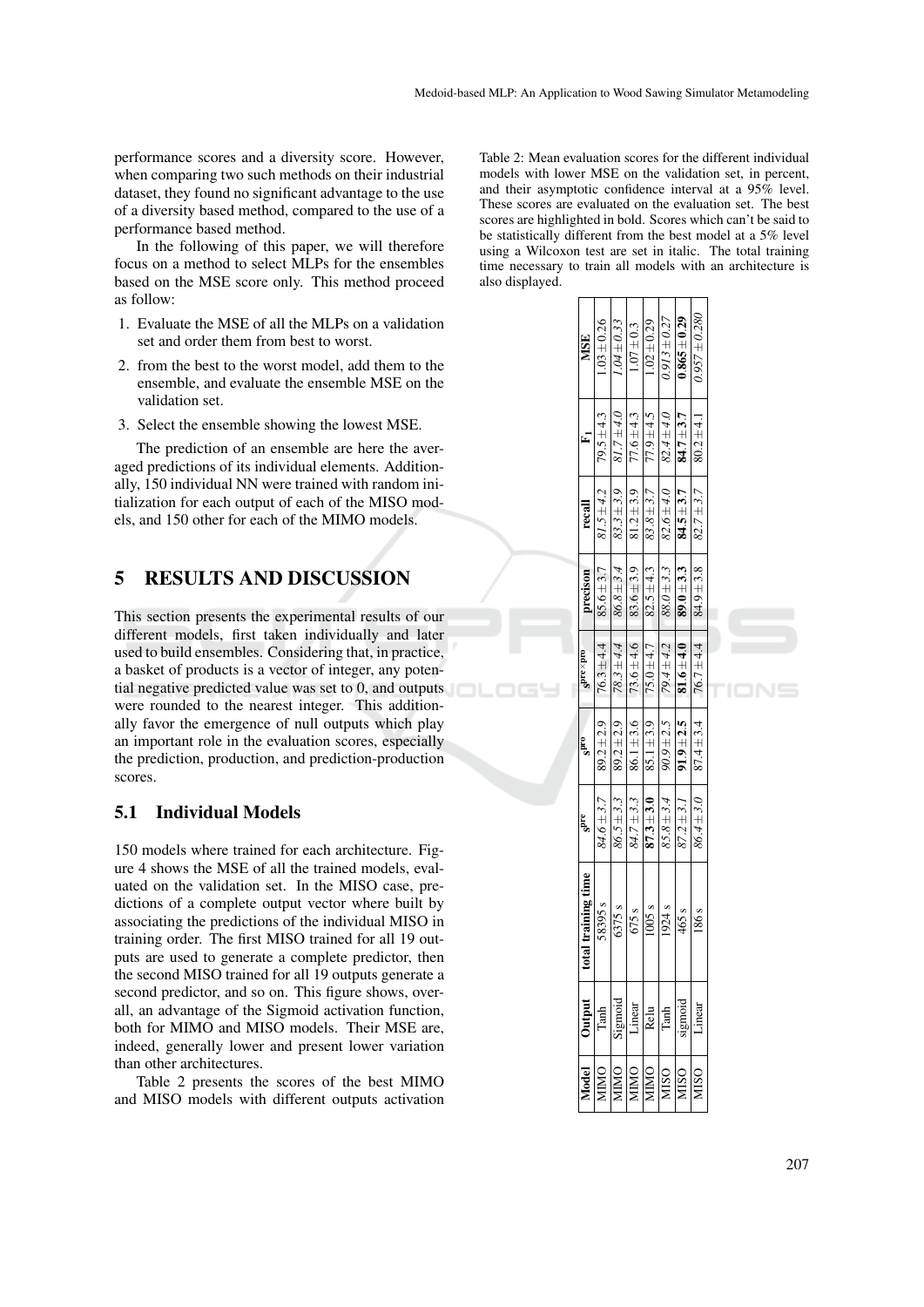performance scores and a diversity score. However, when comparing two such methods on their industrial dataset, they found no significant advantage to the use of a diversity based method, compared to the use of a performance based method.

In the following of this paper, we will therefore focus on a method to select MLPs for the ensembles based on the MSE score only. This method proceed as follow:

1. Evaluate the MSE of all the MLPs on a validation set and order them from best to worst.
2. from the best to the worst model, add them to the ensemble, and evaluate the ensemble MSE on the validation set.
3. Select the ensemble showing the lowest MSE.

The prediction of an ensemble are here the averaged predictions of its individual elements. Additionally, 150 individual NN were trained with random initialization for each output of each of the MISO models, and 150 other for each of the MIMO models.

# 5 RESULTS AND DISCUSSION

This section presents the experimental results of our different models, first taken individually and later used to build ensembles. Considering that, in practice, a basket of products is a vector of integer, any potential negative predicted value was set to 0, and outputs were rounded to the nearest integer. This additionally favor the emergence of null outputs which play an important role in the evaluation scores, especially the prediction, production, and prediction-production scores.

## 5.1 Individual Models

150 models where trained for each architecture. Figure 4 shows the MSE of all the trained models, evaluated on the validation set. In the MISO case, predictions of a complete output vector where built by associating the predictions of the individual MISO in training order. The first MISO trained for all 19 outputs are used to generate a complete predictor, then the second MISO trained for all 19 outputs generate a second predictor, and so on. This figure shows, overall, an advantage of the Sigmoid activation function, both for MIMO and MISO models. Their MSE are, indeed, generally lower and present lower variation than other architectures.

Table 2 presents the scores of the best MIMO and MISO models with different outputs activation

Table 2: Mean evaluation scores for the different individual models with lower MSE on the validation set, in percent, and their asymptotic confidence interval at a 95% level. These scores are evaluated on the evaluation set. The best scores are highlighted in bold. Scores which can't be said to be statistically different from the best model at a 5% level using a Wilcoxon test are set in italic. The total training time necessary to train all models with an architecture is also displayed.

| Model | Output | total training time | $s^{pre}$ | $s^{pro}$ | $s^{pre \times pro}$ | precison | recall | $F_1$ | MSE |
|---|---|---|---|---|---|---|---|---|---|
| MIMO | Tanh | 58395 s | *84.6 ± 3.7* | 89.2 ± 2.9 | *76.3 ± 4.4* | 85.6 ± 3.7 | *81.5 ± 4.2* | *79.5 ± 4.3* | 1.03 ± 0.26 |
| MIMO | Sigmoid | 6375 s | *86.5 ± 3.3* | 89.2 ± 2.9 | *78.3 ± 4.4* | *86.8 ± 3.4* | *83.3 ± 3.9* | *81.7 ± 4.0* | *1.04 ± 0.33* |
| MIMO | Linear | 675 s | *84.7 ± 3.3* | 86.1 ± 3.6 | 73.6 ± 4.6 | 83.6 ± 3.9 | 81.2 ± 3.9 | 77.6 ± 4.3 | 1.07 ± 0.3 |
| MIMO | Relu | 1005 s | **87.3 ± 3.0** | 85.1 ± 3.9 | 75.0 ± 4.7 | 82.5 ± 4.3 | *83.8 ± 3.7* | 77.9 ± 4.5 | 1.02 ± 0.29 |
| MISO | Tanh | 1924 s | *85.8 ± 3.4* | *90.9 ± 2.5* | *79.4 ± 4.2* | *88.0 ± 3.3* | *82.6 ± 4.0* | *82.4 ± 4.0* | *0.913 ± 0.27* |
| MISO | sigmoid | 465 s | *87.2 ± 3.1* | **91.9 ± 2.5** | **81.6 ± 4.0** | **89.0 ± 3.3** | **84.5 ± 3.7** | **84.7 ± 3.7** | **0.865 ± 0.29** |
| MISO | Linear | 186 s | *86.4 ± 3.0* | 87.4 ± 3.4 | *76.7 ± 4.4* | 84.9 ± 3.8 | *82.7 ± 3.7* | 80.2 ± 4.1 | *0.957 ± 0.280* |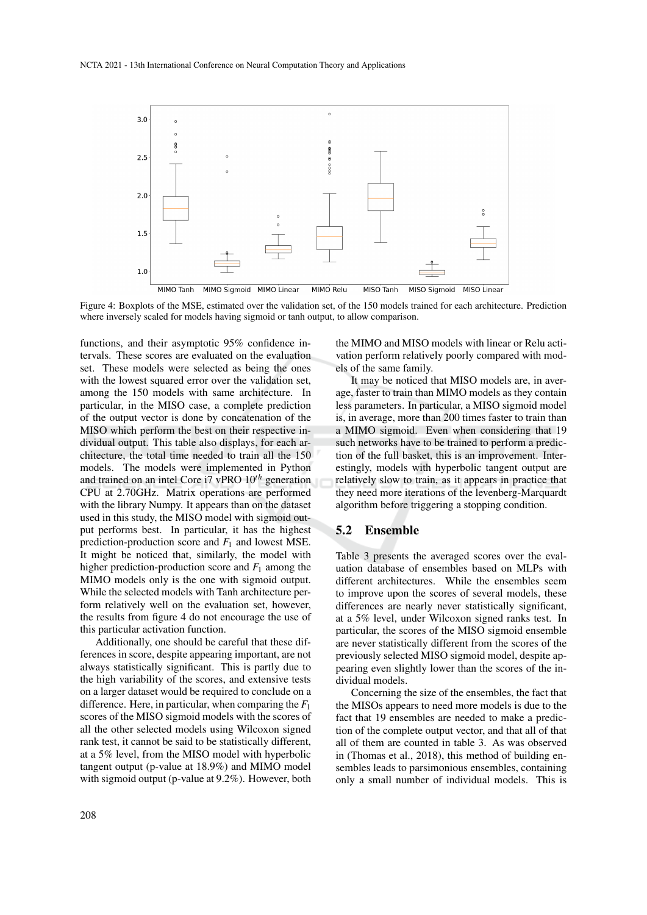Figure 4: Boxplots of the MSE, estimated over the validation set, of the 150 models trained for each architecture. Prediction where inversely scaled for models having sigmoid or tanh output, to allow comparison.

functions, and their asymptotic 95% confidence intervals. These scores are evaluated on the evaluation set. These models were selected as being the ones with the lowest squared error over the validation set, among the 150 models with same architecture. In particular, in the MISO case, a complete prediction of the output vector is done by concatenation of the MISO which perform the best on their respective individual output. This table also displays, for each architecture, the total time needed to train all the 150 models. The models were implemented in Python and trained on an intel Core i7 vPRO $10^{th}$ generation CPU at 2.70GHz. Matrix operations are performed with the library Numpy. It appears than on the dataset used in this study, the MISO model with sigmoid output performs best. In particular, it has the highest prediction-production score and $F_1$ and lowest MSE. It might be noticed that, similarly, the model with higher prediction-production score and $F_1$ among the MIMO models only is the one with sigmoid output. While the selected models with Tanh architecture perform relatively well on the evaluation set, however, the results from figure 4 do not encourage the use of this particular activation function.

Additionally, one should be careful that these differences in score, despite appearing important, are not always statistically significant. This is partly due to the high variability of the scores, and extensive tests on a larger dataset would be required to conclude on a difference. Here, in particular, when comparing the $F_1$ scores of the MISO sigmoid models with the scores of all the other selected models using Wilcoxon signed rank test, it cannot be said to be statistically different, at a 5% level, from the MISO model with hyperbolic tangent output (p-value at 18.9%) and MIMO model with sigmoid output (p-value at 9.2%). However, both the MIMO and MISO models with linear or Relu activation perform relatively poorly compared with models of the same family.

It may be noticed that MISO models are, in average, faster to train than MIMO models as they contain less parameters. In particular, a MISO sigmoid model is, in average, more than 200 times faster to train than a MIMO sigmoid. Even when considering that 19 such networks have to be trained to perform a prediction of the full basket, this is an improvement. Interestingly, models with hyperbolic tangent output are relatively slow to train, as it appears in practice that they need more iterations of the levenberg-Marquardt algorithm before triggering a stopping condition.

## 5.2 Ensemble

Table 3 presents the averaged scores over the evaluation database of ensembles based on MLPs with different architectures. While the ensembles seem to improve upon the scores of several models, these differences are nearly never statistically significant, at a 5% level, under Wilcoxon signed ranks test. In particular, the scores of the MISO sigmoid ensemble are never statistically different from the scores of the previously selected MISO sigmoid model, despite appearing even slightly lower than the scores of the individual models.

Concerning the size of the ensembles, the fact that the MISOs appears to need more models is due to the fact that 19 ensembles are needed to make a prediction of the complete output vector, and that all of that all of them are counted in table 3. As was observed in (Thomas et al., 2018), this method of building ensembles leads to parsimonious ensembles, containing only a small number of individual models. This is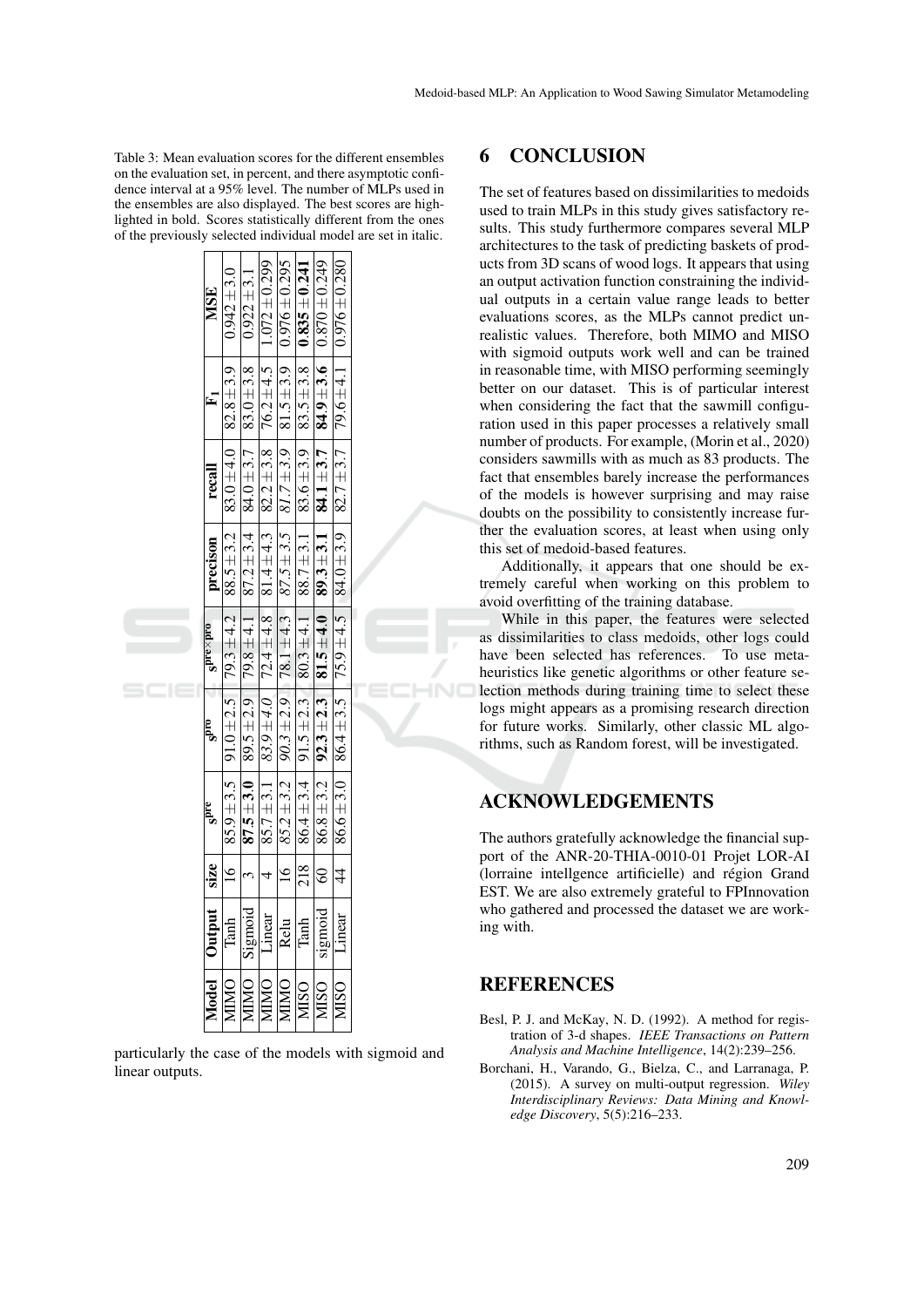Table 3: Mean evaluation scores for the different ensembles on the evaluation set, in percent, and there asymptotic confidence interval at a 95% level. The number of MLPs used in the ensembles are also displayed. The best scores are highlighted in bold. Scores statistically different from the ones of the previously selected individual model are set in italic.

| Model | Output | size | $s^{pre}$ | $s^{pro}$ | $s^{pre \times pro}$ | precison | recall | $F_1$ | MSE |
|---|---|---|---|---|---|---|---|---|---|
| MIMO | Tanh | 16 | $85.9 \pm 3.5$ | $91.0 \pm 2.5$ | $79.3 \pm 4.2$ | $88.5 \pm 3.2$ | $83.0 \pm 4.0$ | $82.8 \pm 3.9$ | $0.942 \pm 3.0$ |
| MIMO | Sigmoid | 3 | $\mathbf{87.5 \pm 3.0}$ | $89.5 \pm 2.9$ | $79.8 \pm 4.1$ | $87.2 \pm 3.4$ | $84.0 \pm 3.7$ | $83.0 \pm 3.8$ | $0.922 \pm 3.1$ |
| MIMO | Linear | 4 | $85.7 \pm 3.1$ | $\mathit{83.9 \pm 4.0}$ | $72.4 \pm 4.8$ | $81.4 \pm 4.3$ | $82.2 \pm 3.8$ | $76.2 \pm 4.5$ | $1.072 \pm 0.299$ |
| MIMO | Relu | 16 | $85.2 \pm 3.2$ | $\mathit{90.3 \pm 2.9}$ | $78.1 \pm 4.3$ | $\mathit{87.5 \pm 3.5}$ | $\mathit{81.7 \pm 3.9}$ | $81.5 \pm 3.9$ | $0.976 \pm 0.295$ |
| MISO | Tanh | 218 | $86.4 \pm 3.4$ | $91.5 \pm 2.3$ | $80.3 \pm 4.1$ | $88.7 \pm 3.1$ | $83.6 \pm 3.9$ | $83.5 \pm 3.8$ | $\mathbf{0.835 \pm 0.241}$ |
| MISO | sigmoid | 60 | $86.8 \pm 3.2$ | $\mathbf{92.3 \pm 2.3}$ | $\mathbf{81.5 \pm 4.0}$ | $\mathbf{89.3 \pm 3.1}$ | $\mathbf{84.1 \pm 3.7}$ | $\mathbf{84.9 \pm 3.6}$ | $0.870 \pm 0.249$ |
| MISO | Linear | 44 | $86.6 \pm 3.0$ | $86.4 \pm 3.5$ | $75.9 \pm 4.5$ | $84.0 \pm 3.9$ | $82.7 \pm 3.7$ | $79.6 \pm 4.1$ | $0.976 \pm 0.280$ |

particularly the case of the models with sigmoid and linear outputs.

## 6 CONCLUSION

The set of features based on dissimilarities to medoids used to train MLPs in this study gives satisfactory results. This study furthermore compares several MLP architectures to the task of predicting baskets of products from 3D scans of wood logs. It appears that using an output activation function constraining the individual outputs in a certain value range leads to better evaluations scores, as the MLPs cannot predict unrealistic values. Therefore, both MIMO and MISO with sigmoid outputs work well and can be trained in reasonable time, with MISO performing seemingly better on our dataset. This is of particular interest when considering the fact that the sawmill configuration used in this paper processes a relatively small number of products. For example, (Morin et al., 2020) considers sawmills with as much as 83 products. The fact that ensembles barely increase the performances of the models is however surprising and may raise doubts on the possibility to consistently increase further the evaluation scores, at least when using only this set of medoid-based features.

Additionally, it appears that one should be extremely careful when working on this problem to avoid overfitting of the training database.

While in this paper, the features were selected as dissimilarities to class medoids, other logs could have been selected has references. To use metaheuristics like genetic algorithms or other feature selection methods during training time to select these logs might appears as a promising research direction for future works. Similarly, other classic ML algorithms, such as Random forest, will be investigated.

## ACKNOWLEDGEMENTS

The authors gratefully acknowledge the financial support of the ANR-20-THIA-0010-01 Projet LOR-AI (lorraine intellgence artificielle) and région Grand EST. We are also extremely grateful to FPInnovation who gathered and processed the dataset we are working with.

## REFERENCES

Besl, P. J. and McKay, N. D. (1992). A method for registration of 3-d shapes. *IEEE Transactions on Pattern Analysis and Machine Intelligence*, 14(2):239–256.

Borchani, H., Varando, G., Bielza, C., and Larranaga, P. (2015). A survey on multi-output regression. *Wiley Interdisciplinary Reviews: Data Mining and Knowledge Discovery*, 5(5):216–233.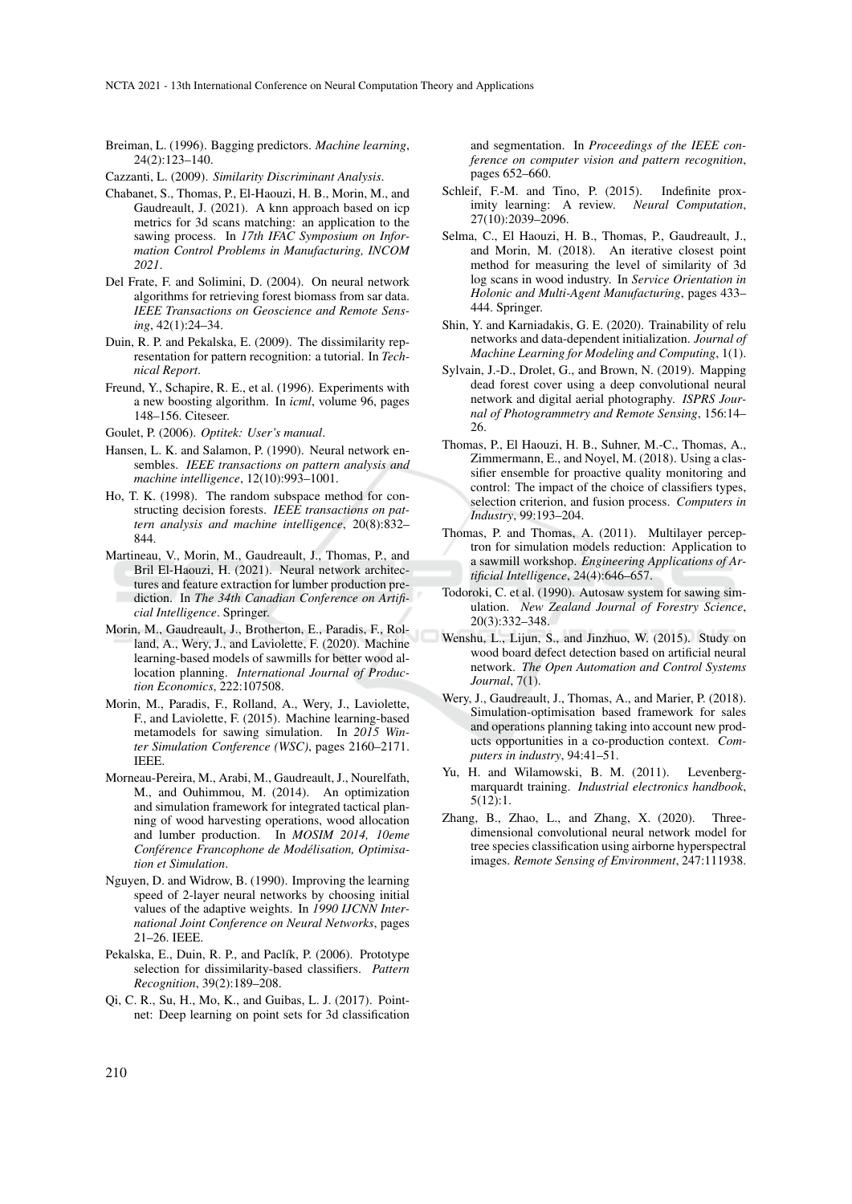Breiman, L. (1996). Bagging predictors. *Machine learning*, 24(2):123–140.

Cazzanti, L. (2009). *Similarity Discriminant Analysis*.

Chabanet, S., Thomas, P., El-Haouzi, H. B., Morin, M., and Gaudreault, J. (2021). A knn approach based on icp metrics for 3d scans matching: an application to the sawing process. In *17th IFAC Symposium on Information Control Problems in Manufacturing, INCOM 2021*.

Del Frate, F. and Solimini, D. (2004). On neural network algorithms for retrieving forest biomass from sar data. *IEEE Transactions on Geoscience and Remote Sensing*, 42(1):24–34.

Duin, R. P. and Pekalska, E. (2009). The dissimilarity representation for pattern recognition: a tutorial. In *Technical Report*.

Freund, Y., Schapire, R. E., et al. (1996). Experiments with a new boosting algorithm. In *icml*, volume 96, pages 148–156. Citeseer.

Goulet, P. (2006). *Optitek: User's manual*.

Hansen, L. K. and Salamon, P. (1990). Neural network ensembles. *IEEE transactions on pattern analysis and machine intelligence*, 12(10):993–1001.

Ho, T. K. (1998). The random subspace method for constructing decision forests. *IEEE transactions on pattern analysis and machine intelligence*, 20(8):832–844.

Martineau, V., Morin, M., Gaudreault, J., Thomas, P., and Bril El-Haouzi, H. (2021). Neural network architectures and feature extraction for lumber production prediction. In *The 34th Canadian Conference on Artificial Intelligence*. Springer.

Morin, M., Gaudreault, J., Brotherton, E., Paradis, F., Rolland, A., Wery, J., and Laviolette, F. (2020). Machine learning-based models of sawmills for better wood allocation planning. *International Journal of Production Economics*, 222:107508.

Morin, M., Paradis, F., Rolland, A., Wery, J., Laviolette, F., and Laviolette, F. (2015). Machine learning-based metamodels for sawing simulation. In *2015 Winter Simulation Conference (WSC)*, pages 2160–2171. IEEE.

Morneau-Pereira, M., Arabi, M., Gaudreault, J., Nourelfath, M., and Ouhimmou, M. (2014). An optimization and simulation framework for integrated tactical planning of wood harvesting operations, wood allocation and lumber production. In *MOSIM 2014, 10eme Conférence Francophone de Modélisation, Optimisation et Simulation*.

Nguyen, D. and Widrow, B. (1990). Improving the learning speed of 2-layer neural networks by choosing initial values of the adaptive weights. In *1990 IJCNN International Joint Conference on Neural Networks*, pages 21–26. IEEE.

Pekalska, E., Duin, R. P., and Paclík, P. (2006). Prototype selection for dissimilarity-based classifiers. *Pattern Recognition*, 39(2):189–208.

Qi, C. R., Su, H., Mo, K., and Guibas, L. J. (2017). Pointnet: Deep learning on point sets for 3d classification and segmentation. In *Proceedings of the IEEE conference on computer vision and pattern recognition*, pages 652–660.

Schleif, F.-M. and Tino, P. (2015). Indefinite proximity learning: A review. *Neural Computation*, 27(10):2039–2096.

Selma, C., El Haouzi, H. B., Thomas, P., Gaudreault, J., and Morin, M. (2018). An iterative closest point method for measuring the level of similarity of 3d log scans in wood industry. In *Service Orientation in Holonic and Multi-Agent Manufacturing*, pages 433–444. Springer.

Shin, Y. and Karniadakis, G. E. (2020). Trainability of relu networks and data-dependent initialization. *Journal of Machine Learning for Modeling and Computing*, 1(1).

Sylvain, J.-D., Drolet, G., and Brown, N. (2019). Mapping dead forest cover using a deep convolutional neural network and digital aerial photography. *ISPRS Journal of Photogrammetry and Remote Sensing*, 156:14–26.

Thomas, P., El Haouzi, H. B., Suhner, M.-C., Thomas, A., Zimmermann, E., and Noyel, M. (2018). Using a classifier ensemble for proactive quality monitoring and control: The impact of the choice of classifiers types, selection criterion, and fusion process. *Computers in Industry*, 99:193–204.

Thomas, P. and Thomas, A. (2011). Multilayer perceptron for simulation models reduction: Application to a sawmill workshop. *Engineering Applications of Artificial Intelligence*, 24(4):646–657.

Todoroki, C. et al. (1990). Autosaw system for sawing simulation. *New Zealand Journal of Forestry Science*, 20(3):332–348.

Wenshu, L., Lijun, S., and Jinzhuo, W. (2015). Study on wood board defect detection based on artificial neural network. *The Open Automation and Control Systems Journal*, 7(1).

Wery, J., Gaudreault, J., Thomas, A., and Marier, P. (2018). Simulation-optimisation based framework for sales and operations planning taking into account new products opportunities in a co-production context. *Computers in industry*, 94:41–51.

Yu, H. and Wilamowski, B. M. (2011). Levenberg-marquardt training. *Industrial electronics handbook*, 5(12):1.

Zhang, B., Zhao, L., and Zhang, X. (2020). Three-dimensional convolutional neural network model for tree species classification using airborne hyperspectral images. *Remote Sensing of Environment*, 247:111938.